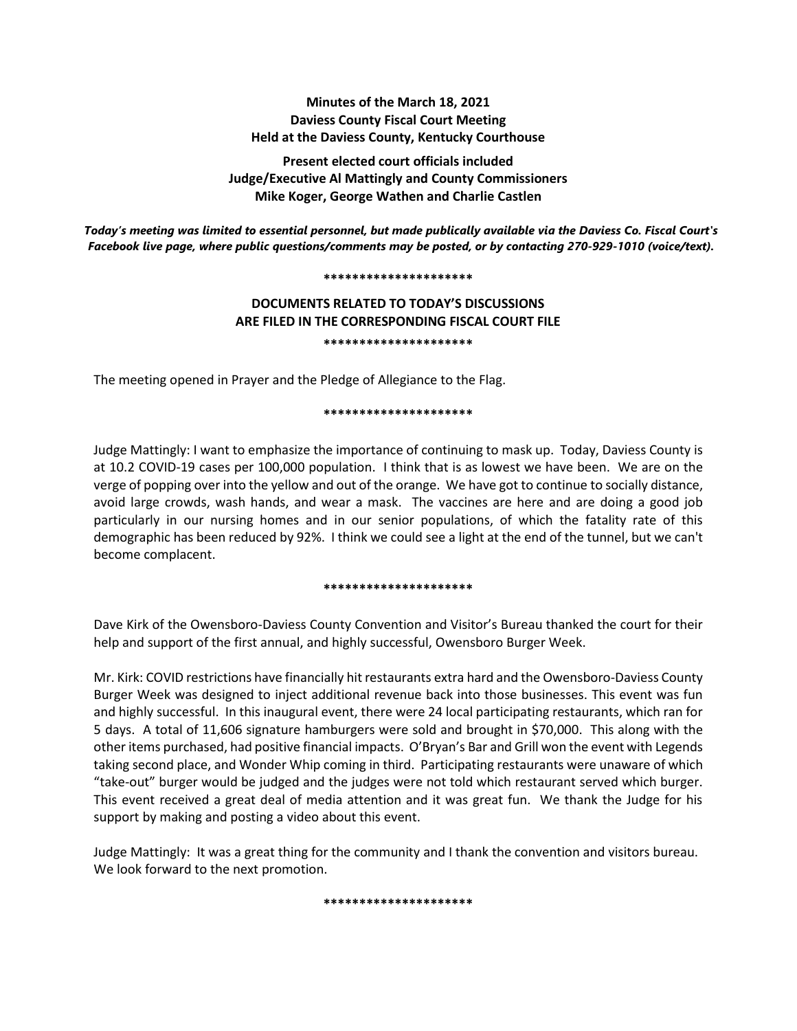**Minutes of the March 18, 2021**
**Daviess County Fiscal Court Meeting**
**Held at the Daviess County, Kentucky Courthouse**

**Present elected court officials included**
**Judge/Executive Al Mattingly and County Commissioners**
**Mike Koger, George Wathen and Charlie Castlen**

***Today's meeting was limited to essential personnel, but made publically available via the Daviess Co. Fiscal Court's Facebook live page, where public questions/comments may be posted, or by contacting 270-929-1010 (voice/text).***

**********************

**DOCUMENTS RELATED TO TODAY'S DISCUSSIONS**
**ARE FILED IN THE CORRESPONDING FISCAL COURT FILE**

**********************

The meeting opened in Prayer and the Pledge of Allegiance to the Flag.

**********************

Judge Mattingly: I want to emphasize the importance of continuing to mask up. Today, Daviess County is at 10.2 COVID-19 cases per 100,000 population. I think that is as lowest we have been. We are on the verge of popping over into the yellow and out of the orange. We have got to continue to socially distance, avoid large crowds, wash hands, and wear a mask. The vaccines are here and are doing a good job particularly in our nursing homes and in our senior populations, of which the fatality rate of this demographic has been reduced by 92%. I think we could see a light at the end of the tunnel, but we can't become complacent.

**********************

Dave Kirk of the Owensboro-Daviess County Convention and Visitor's Bureau thanked the court for their help and support of the first annual, and highly successful, Owensboro Burger Week.

Mr. Kirk: COVID restrictions have financially hit restaurants extra hard and the Owensboro-Daviess County Burger Week was designed to inject additional revenue back into those businesses. This event was fun and highly successful. In this inaugural event, there were 24 local participating restaurants, which ran for 5 days. A total of 11,606 signature hamburgers were sold and brought in $70,000. This along with the other items purchased, had positive financial impacts. O'Bryan's Bar and Grill won the event with Legends taking second place, and Wonder Whip coming in third. Participating restaurants were unaware of which "take-out" burger would be judged and the judges were not told which restaurant served which burger. This event received a great deal of media attention and it was great fun. We thank the Judge for his support by making and posting a video about this event.

Judge Mattingly: It was a great thing for the community and I thank the convention and visitors bureau. We look forward to the next promotion.

**********************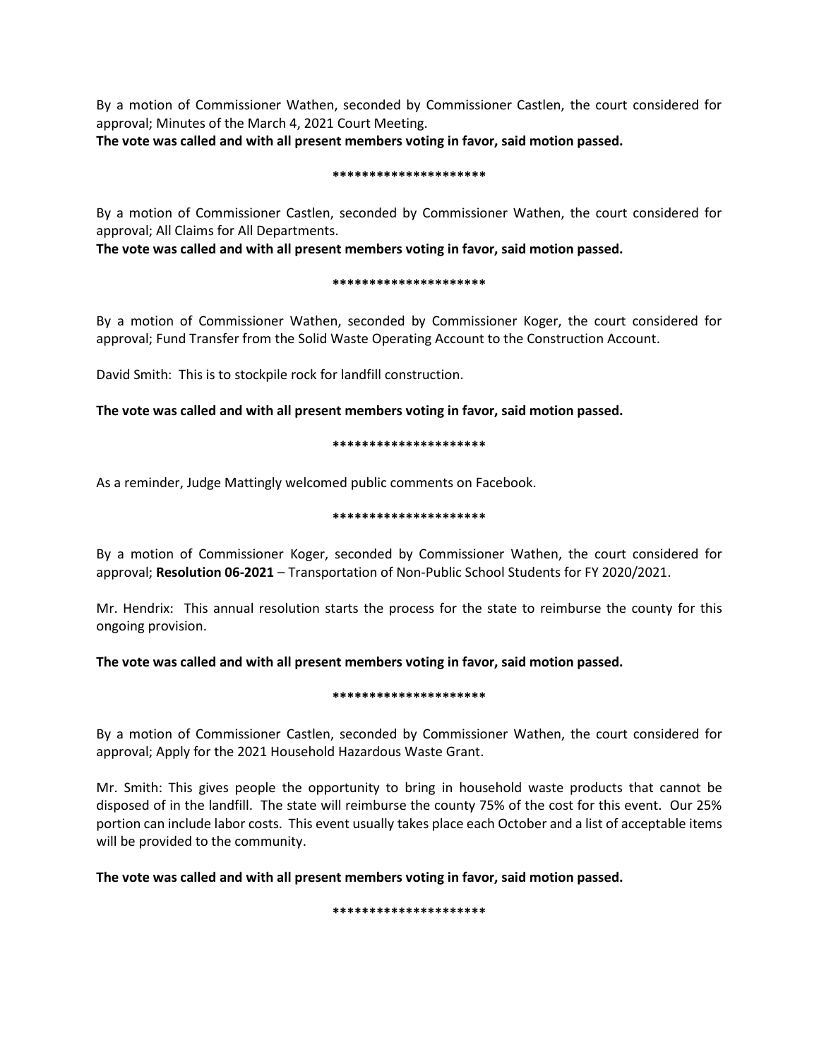By a motion of Commissioner Wathen, seconded by Commissioner Castlen, the court considered for approval; Minutes of the March 4, 2021 Court Meeting.

**The vote was called and with all present members voting in favor, said motion passed.**

**********************

By a motion of Commissioner Castlen, seconded by Commissioner Wathen, the court considered for approval; All Claims for All Departments.

**The vote was called and with all present members voting in favor, said motion passed.**

**********************

By a motion of Commissioner Wathen, seconded by Commissioner Koger, the court considered for approval; Fund Transfer from the Solid Waste Operating Account to the Construction Account.

David Smith: This is to stockpile rock for landfill construction.

**The vote was called and with all present members voting in favor, said motion passed.**

**********************

As a reminder, Judge Mattingly welcomed public comments on Facebook.

**********************

By a motion of Commissioner Koger, seconded by Commissioner Wathen, the court considered for approval; **Resolution 06-2021** – Transportation of Non-Public School Students for FY 2020/2021.

Mr. Hendrix: This annual resolution starts the process for the state to reimburse the county for this ongoing provision.

**The vote was called and with all present members voting in favor, said motion passed.**

**********************

By a motion of Commissioner Castlen, seconded by Commissioner Wathen, the court considered for approval; Apply for the 2021 Household Hazardous Waste Grant.

Mr. Smith: This gives people the opportunity to bring in household waste products that cannot be disposed of in the landfill. The state will reimburse the county 75% of the cost for this event. Our 25% portion can include labor costs. This event usually takes place each October and a list of acceptable items will be provided to the community.

**The vote was called and with all present members voting in favor, said motion passed.**

**********************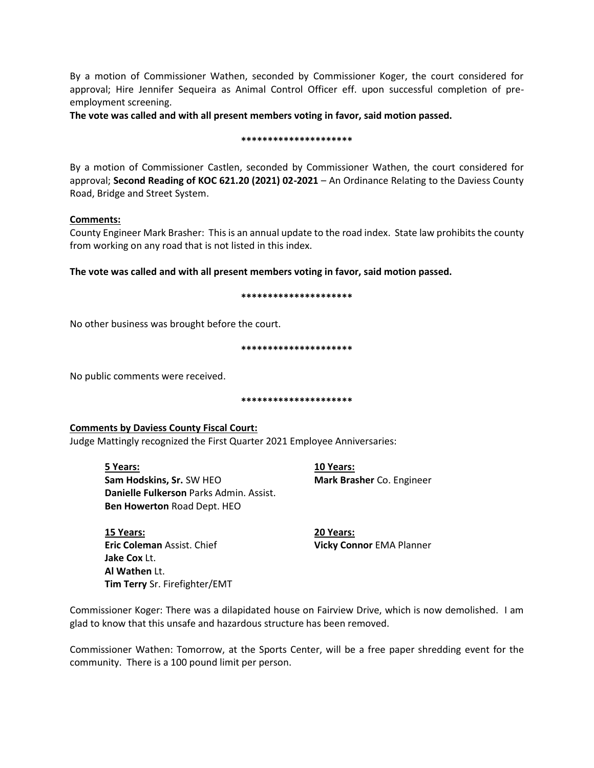By a motion of Commissioner Wathen, seconded by Commissioner Koger, the court considered for approval; Hire Jennifer Sequeira as Animal Control Officer eff. upon successful completion of pre-employment screening.

**The vote was called and with all present members voting in favor, said motion passed.**

**********************

By a motion of Commissioner Castlen, seconded by Commissioner Wathen, the court considered for approval; **Second Reading of KOC 621.20 (2021) 02-2021** – An Ordinance Relating to the Daviess County Road, Bridge and Street System.

**Comments:**

County Engineer Mark Brasher: This is an annual update to the road index. State law prohibits the county from working on any road that is not listed in this index.

**The vote was called and with all present members voting in favor, said motion passed.**

**********************

No other business was brought before the court.

**********************

No public comments were received.

**********************

**Comments by Daviess County Fiscal Court:**

Judge Mattingly recognized the First Quarter 2021 Employee Anniversaries:

**5 Years:**
**Sam Hodskins, Sr.** SW HEO
**Danielle Fulkerson** Parks Admin. Assist.
**Ben Howerton** Road Dept. HEO

**10 Years:**
**Mark Brasher** Co. Engineer

**15 Years:**
**Eric Coleman** Assist. Chief
**Jake Cox** Lt.
**Al Wathen** Lt.
**Tim Terry** Sr. Firefighter/EMT

**20 Years:**
**Vicky Connor** EMA Planner

Commissioner Koger: There was a dilapidated house on Fairview Drive, which is now demolished. I am glad to know that this unsafe and hazardous structure has been removed.

Commissioner Wathen: Tomorrow, at the Sports Center, will be a free paper shredding event for the community. There is a 100 pound limit per person.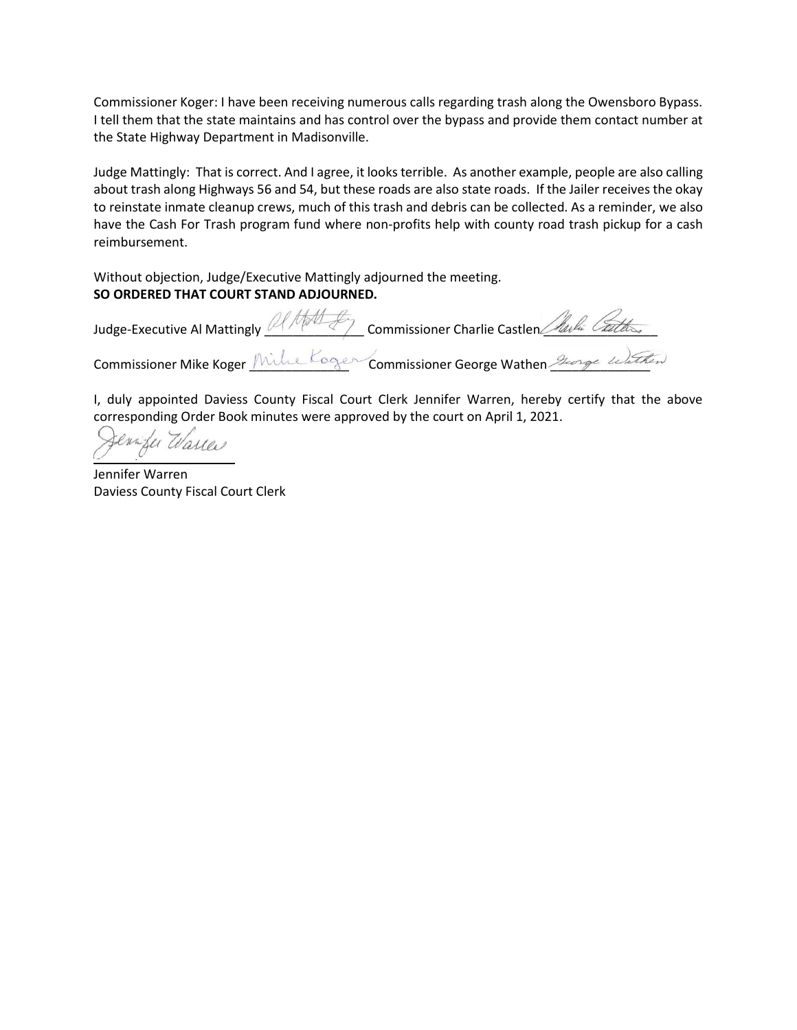Commissioner Koger: I have been receiving numerous calls regarding trash along the Owensboro Bypass. I tell them that the state maintains and has control over the bypass and provide them contact number at the State Highway Department in Madisonville.

Judge Mattingly: That is correct. And I agree, it looks terrible. As another example, people are also calling about trash along Highways 56 and 54, but these roads are also state roads. If the Jailer receives the okay to reinstate inmate cleanup crews, much of this trash and debris can be collected. As a reminder, we also have the Cash For Trash program fund where non-profits help with county road trash pickup for a cash reimbursement.

Without objection, Judge/Executive Mattingly adjourned the meeting.
**SO ORDERED THAT COURT STAND ADJOURNED.**

Judge-Executive Al Mattingly ______________ Commissioner Charlie Castlen ______________

Commissioner Mike Koger ______________ Commissioner George Wathen ______________

I, duly appointed Daviess County Fiscal Court Clerk Jennifer Warren, hereby certify that the above corresponding Order Book minutes were approved by the court on April 1, 2021.

______________________
Jennifer Warren
Daviess County Fiscal Court Clerk